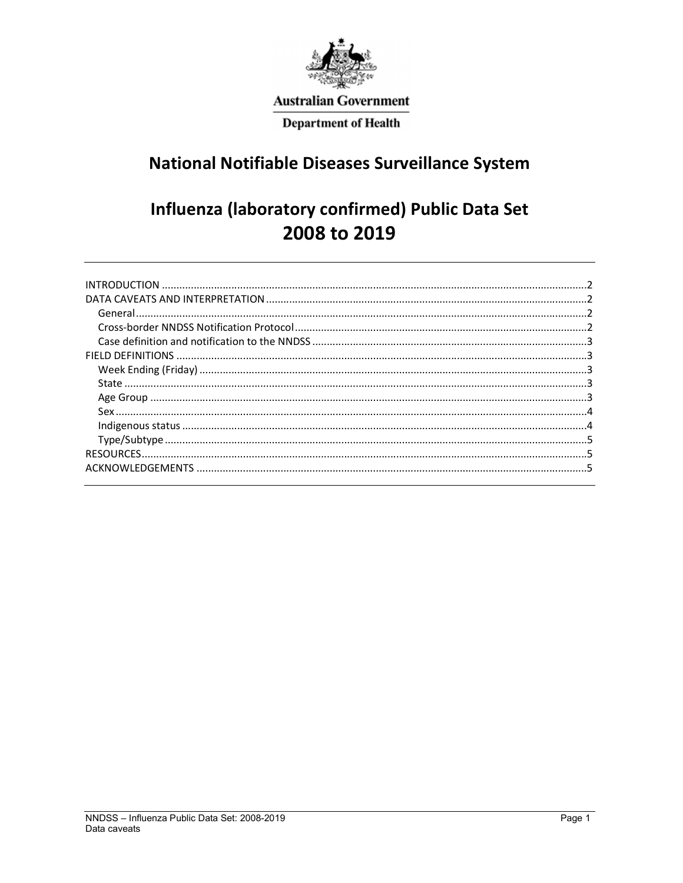Australian Government

Department of Health

# National Notifiable Diseases Surveillance System

# Influenza (laboratory confirmed) Public Data Set 2008 to 2019

INTRODUCTION .....2
DATA CAVEATS AND INTERPRETATION .....2
- General .....2
- Cross-border NNDSS Notification Protocol .....2
- Case definition and notification to the NNDSS .....3

FIELD DEFINITIONS .....3
- Week Ending (Friday) .....3
- State .....3
- Age Group .....3
- Sex .....4
- Indigenous status .....4
- Type/Subtype .....5

RESOURCES .....5
ACKNOWLEDGEMENTS .....5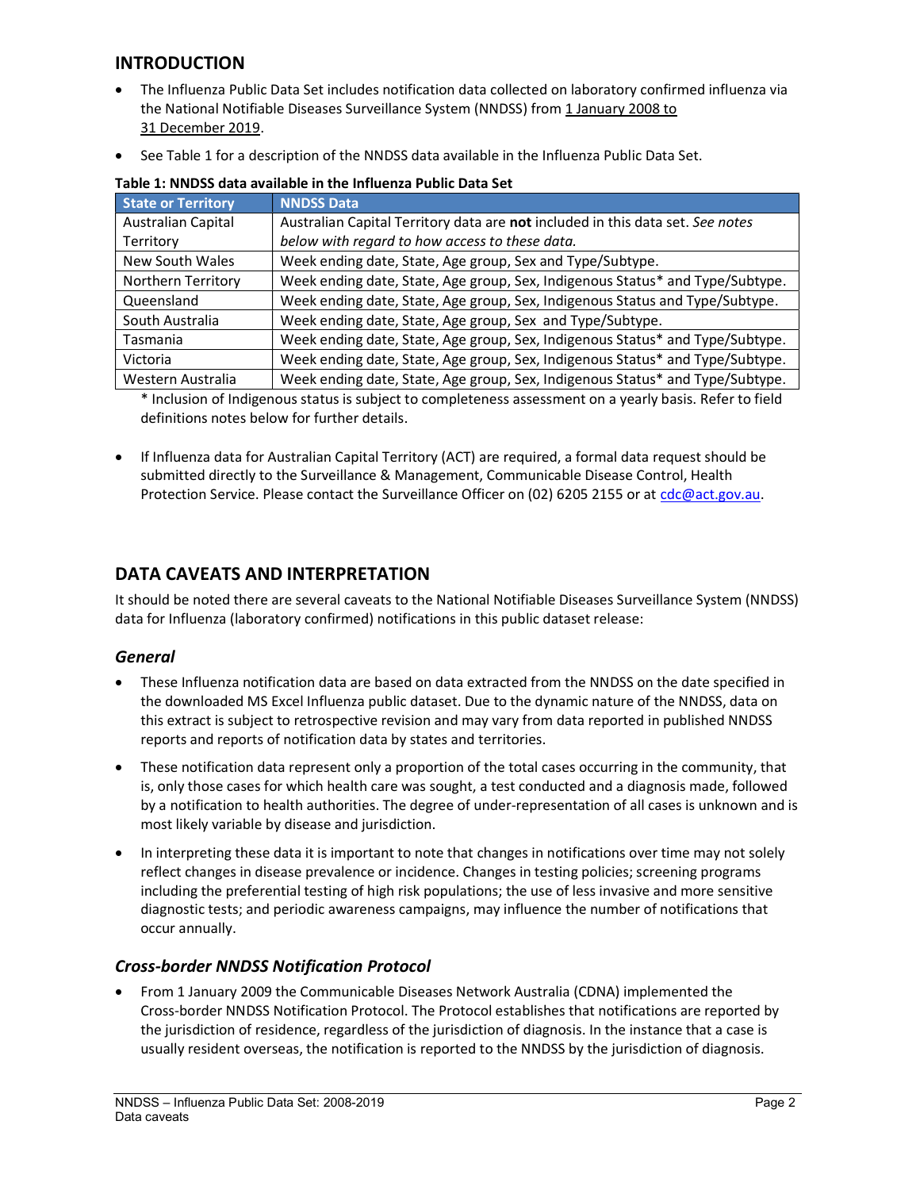## INTRODUCTION

- The Influenza Public Data Set includes notification data collected on laboratory confirmed influenza via the National Notifiable Diseases Surveillance System (NNDSS) from 1 January 2008 to 31 December 2019.
- See Table 1 for a description of the NNDSS data available in the Influenza Public Data Set.

**Table 1: NNDSS data available in the Influenza Public Data Set**

| State or Territory | NNDSS Data |
|---|---|
| Australian Capital Territory | Australian Capital Territory data are **not** included in this data set. *See notes below with regard to how access to these data.* |
| New South Wales | Week ending date, State, Age group, Sex and Type/Subtype. |
| Northern Territory | Week ending date, State, Age group, Sex, Indigenous Status* and Type/Subtype. |
| Queensland | Week ending date, State, Age group, Sex, Indigenous Status and Type/Subtype. |
| South Australia | Week ending date, State, Age group, Sex and Type/Subtype. |
| Tasmania | Week ending date, State, Age group, Sex, Indigenous Status* and Type/Subtype. |
| Victoria | Week ending date, State, Age group, Sex, Indigenous Status* and Type/Subtype. |
| Western Australia | Week ending date, State, Age group, Sex, Indigenous Status* and Type/Subtype. |

\* Inclusion of Indigenous status is subject to completeness assessment on a yearly basis. Refer to field definitions notes below for further details.

- If Influenza data for Australian Capital Territory (ACT) are required, a formal data request should be submitted directly to the Surveillance & Management, Communicable Disease Control, Health Protection Service. Please contact the Surveillance Officer on (02) 6205 2155 or at cdc@act.gov.au.

## DATA CAVEATS AND INTERPRETATION

It should be noted there are several caveats to the National Notifiable Diseases Surveillance System (NNDSS) data for Influenza (laboratory confirmed) notifications in this public dataset release:

### *General*

- These Influenza notification data are based on data extracted from the NNDSS on the date specified in the downloaded MS Excel Influenza public dataset. Due to the dynamic nature of the NNDSS, data on this extract is subject to retrospective revision and may vary from data reported in published NNDSS reports and reports of notification data by states and territories.
- These notification data represent only a proportion of the total cases occurring in the community, that is, only those cases for which health care was sought, a test conducted and a diagnosis made, followed by a notification to health authorities. The degree of under-representation of all cases is unknown and is most likely variable by disease and jurisdiction.
- In interpreting these data it is important to note that changes in notifications over time may not solely reflect changes in disease prevalence or incidence. Changes in testing policies; screening programs including the preferential testing of high risk populations; the use of less invasive and more sensitive diagnostic tests; and periodic awareness campaigns, may influence the number of notifications that occur annually.

### *Cross-border NNDSS Notification Protocol*

- From 1 January 2009 the Communicable Diseases Network Australia (CDNA) implemented the Cross-border NNDSS Notification Protocol. The Protocol establishes that notifications are reported by the jurisdiction of residence, regardless of the jurisdiction of diagnosis. In the instance that a case is usually resident overseas, the notification is reported to the NNDSS by the jurisdiction of diagnosis.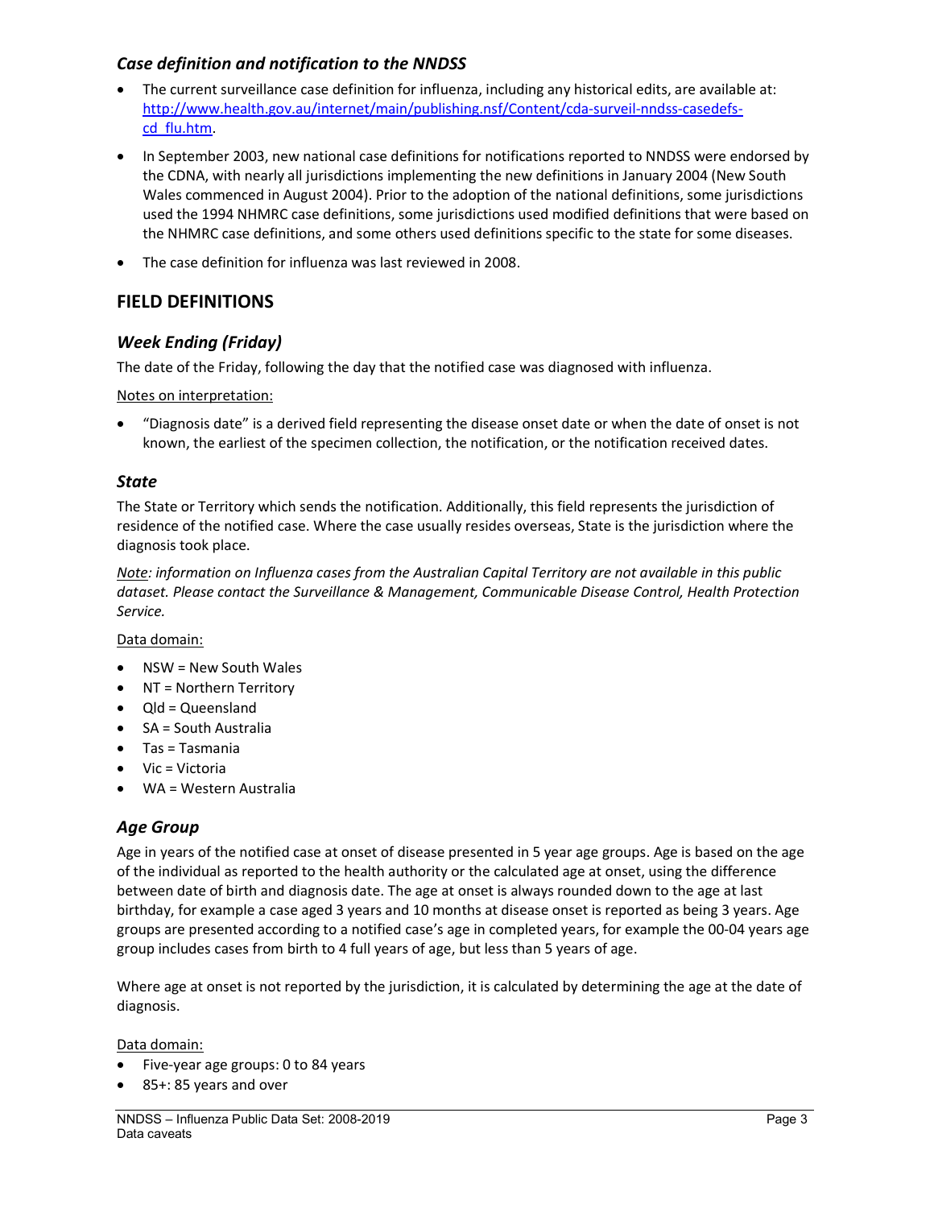### *Case definition and notification to the NNDSS*

- The current surveillance case definition for influenza, including any historical edits, are available at: [http://www.health.gov.au/internet/main/publishing.nsf/Content/cda-surveil-nndss-casedefs-cd_flu.htm](http://www.health.gov.au/internet/main/publishing.nsf/Content/cda-surveil-nndss-casedefs-cd_flu.htm).
- In September 2003, new national case definitions for notifications reported to NNDSS were endorsed by the CDNA, with nearly all jurisdictions implementing the new definitions in January 2004 (New South Wales commenced in August 2004). Prior to the adoption of the national definitions, some jurisdictions used the 1994 NHMRC case definitions, some jurisdictions used modified definitions that were based on the NHMRC case definitions, and some others used definitions specific to the state for some diseases.
- The case definition for influenza was last reviewed in 2008.

## FIELD DEFINITIONS

### *Week Ending (Friday)*

The date of the Friday, following the day that the notified case was diagnosed with influenza.

Notes on interpretation:

- "Diagnosis date" is a derived field representing the disease onset date or when the date of onset is not known, the earliest of the specimen collection, the notification, or the notification received dates.

### *State*

The State or Territory which sends the notification. Additionally, this field represents the jurisdiction of residence of the notified case. Where the case usually resides overseas, State is the jurisdiction where the diagnosis took place.

*Note: information on Influenza cases from the Australian Capital Territory are not available in this public dataset. Please contact the Surveillance & Management, Communicable Disease Control, Health Protection Service.*

Data domain:

- NSW = New South Wales
- NT = Northern Territory
- Qld = Queensland
- SA = South Australia
- Tas = Tasmania
- Vic = Victoria
- WA = Western Australia

### *Age Group*

Age in years of the notified case at onset of disease presented in 5 year age groups. Age is based on the age of the individual as reported to the health authority or the calculated age at onset, using the difference between date of birth and diagnosis date. The age at onset is always rounded down to the age at last birthday, for example a case aged 3 years and 10 months at disease onset is reported as being 3 years. Age groups are presented according to a notified case's age in completed years, for example the 00-04 years age group includes cases from birth to 4 full years of age, but less than 5 years of age.

Where age at onset is not reported by the jurisdiction, it is calculated by determining the age at the date of diagnosis.

Data domain:

- Five-year age groups: 0 to 84 years
- 85+: 85 years and over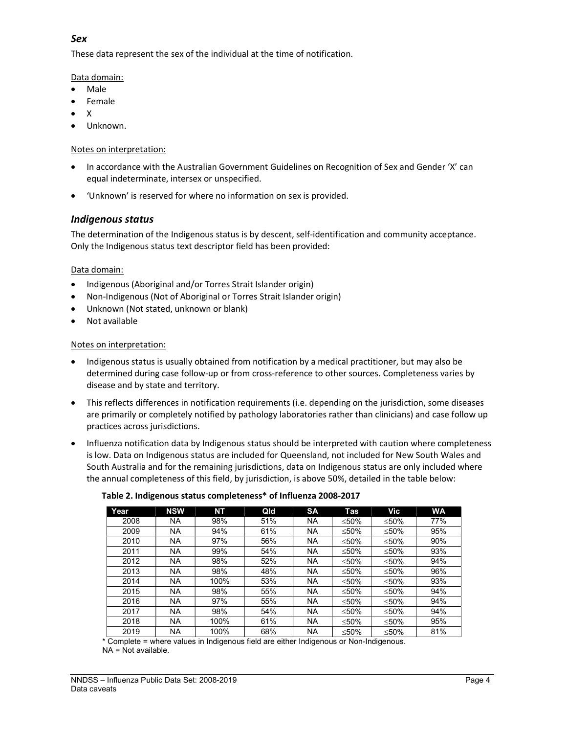### *Sex*

These data represent the sex of the individual at the time of notification.

Data domain:

- Male
- Female
- X
- Unknown.

Notes on interpretation:

- In accordance with the Australian Government Guidelines on Recognition of Sex and Gender 'X' can equal indeterminate, intersex or unspecified.
- 'Unknown' is reserved for where no information on sex is provided.

### *Indigenous status*

The determination of the Indigenous status is by descent, self-identification and community acceptance. Only the Indigenous status text descriptor field has been provided:

Data domain:

- Indigenous (Aboriginal and/or Torres Strait Islander origin)
- Non-Indigenous (Not of Aboriginal or Torres Strait Islander origin)
- Unknown (Not stated, unknown or blank)
- Not available

Notes on interpretation:

- Indigenous status is usually obtained from notification by a medical practitioner, but may also be determined during case follow-up or from cross-reference to other sources. Completeness varies by disease and by state and territory.
- This reflects differences in notification requirements (i.e. depending on the jurisdiction, some diseases are primarily or completely notified by pathology laboratories rather than clinicians) and case follow up practices across jurisdictions.
- Influenza notification data by Indigenous status should be interpreted with caution where completeness is low. Data on Indigenous status are included for Queensland, not included for New South Wales and South Australia and for the remaining jurisdictions, data on Indigenous status are only included where the annual completeness of this field, by jurisdiction, is above 50%, detailed in the table below:

**Table 2. Indigenous status completeness\* of Influenza 2008-2017**

| Year | NSW | NT | Qld | SA | Tas | Vic | WA |
|---|---|---|---|---|---|---|---|
| 2008 | NA | 98% | 51% | NA | ≤50% | ≤50% | 77% |
| 2009 | NA | 94% | 61% | NA | ≤50% | ≤50% | 95% |
| 2010 | NA | 97% | 56% | NA | ≤50% | ≤50% | 90% |
| 2011 | NA | 99% | 54% | NA | ≤50% | ≤50% | 93% |
| 2012 | NA | 98% | 52% | NA | ≤50% | ≤50% | 94% |
| 2013 | NA | 98% | 48% | NA | ≤50% | ≤50% | 96% |
| 2014 | NA | 100% | 53% | NA | ≤50% | ≤50% | 93% |
| 2015 | NA | 98% | 55% | NA | ≤50% | ≤50% | 94% |
| 2016 | NA | 97% | 55% | NA | ≤50% | ≤50% | 94% |
| 2017 | NA | 98% | 54% | NA | ≤50% | ≤50% | 94% |
| 2018 | NA | 100% | 61% | NA | ≤50% | ≤50% | 95% |
| 2019 | NA | 100% | 68% | NA | ≤50% | ≤50% | 81% |

\* Complete = where values in Indigenous field are either Indigenous or Non-Indigenous.
NA = Not available.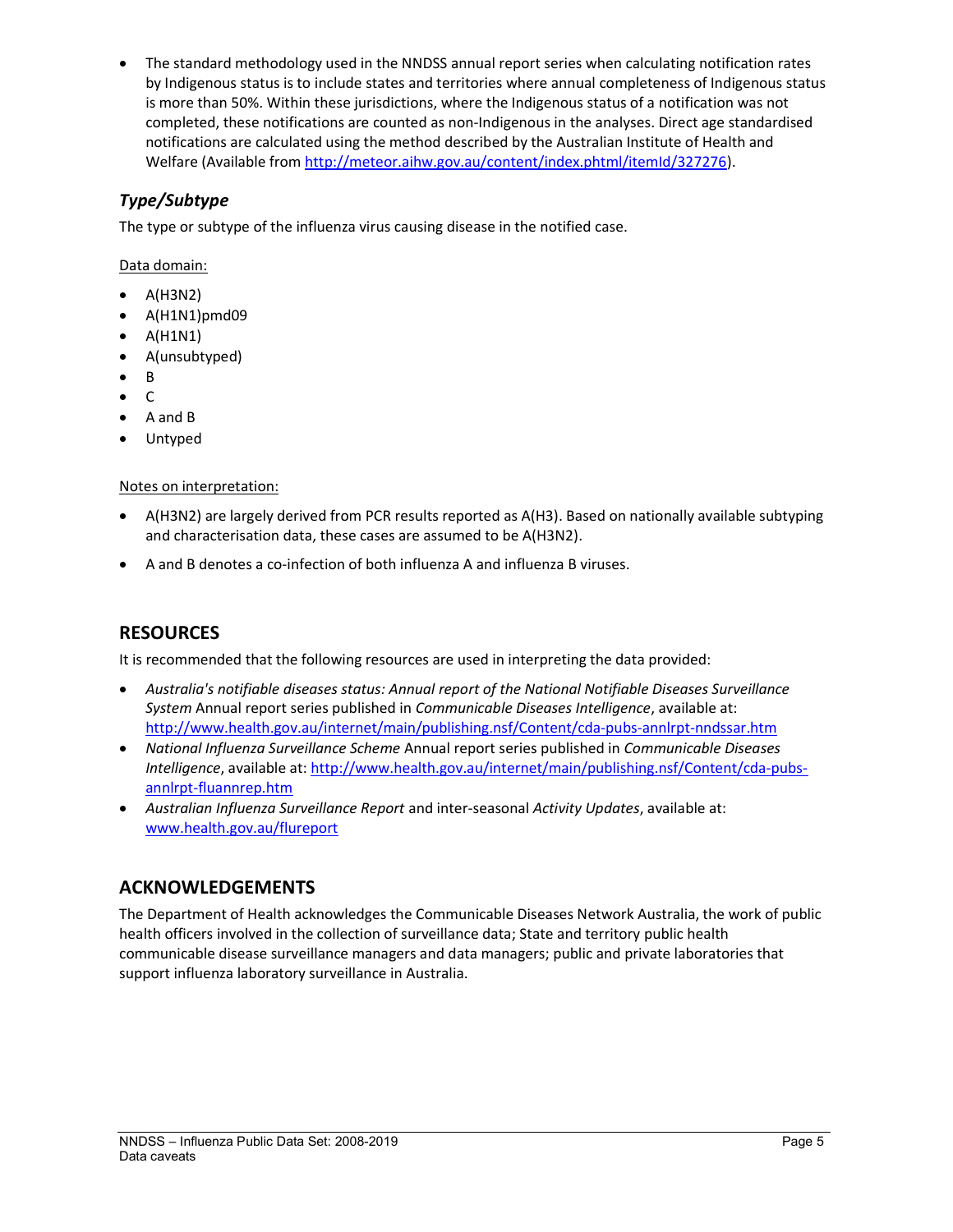- The standard methodology used in the NNDSS annual report series when calculating notification rates by Indigenous status is to include states and territories where annual completeness of Indigenous status is more than 50%. Within these jurisdictions, where the Indigenous status of a notification was not completed, these notifications are counted as non-Indigenous in the analyses. Direct age standardised notifications are calculated using the method described by the Australian Institute of Health and Welfare (Available from http://meteor.aihw.gov.au/content/index.phtml/itemId/327276).

### *Type/Subtype*

The type or subtype of the influenza virus causing disease in the notified case.

Data domain:

- A(H3N2)
- A(H1N1)pmd09
- A(H1N1)
- A(unsubtyped)
- B
- C
- A and B
- Untyped

Notes on interpretation:

- A(H3N2) are largely derived from PCR results reported as A(H3). Based on nationally available subtyping and characterisation data, these cases are assumed to be A(H3N2).
- A and B denotes a co-infection of both influenza A and influenza B viruses.

## RESOURCES

It is recommended that the following resources are used in interpreting the data provided:

- *Australia's notifiable diseases status: Annual report of the National Notifiable Diseases Surveillance System* Annual report series published in *Communicable Diseases Intelligence*, available at: http://www.health.gov.au/internet/main/publishing.nsf/Content/cda-pubs-annlrpt-nndssar.htm
- *National Influenza Surveillance Scheme* Annual report series published in *Communicable Diseases Intelligence*, available at: http://www.health.gov.au/internet/main/publishing.nsf/Content/cda-pubs-annlrpt-fluannrep.htm
- *Australian Influenza Surveillance Report* and inter-seasonal *Activity Updates*, available at: www.health.gov.au/flureport

## ACKNOWLEDGEMENTS

The Department of Health acknowledges the Communicable Diseases Network Australia, the work of public health officers involved in the collection of surveillance data; State and territory public health communicable disease surveillance managers and data managers; public and private laboratories that support influenza laboratory surveillance in Australia.